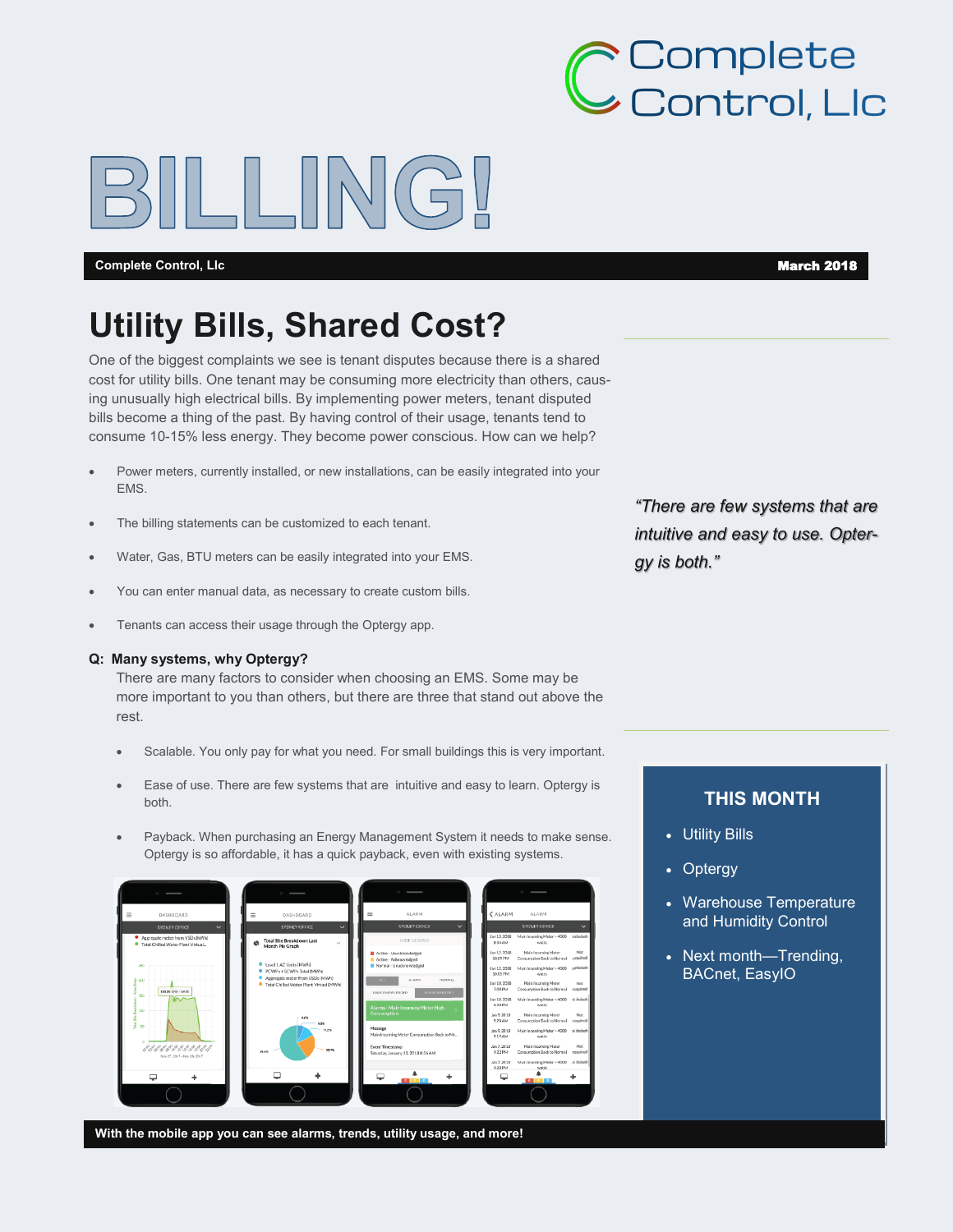Complete Control, Llc

# BILLING!

**Complete Control, Llc** **March 2018**

## Utility Bills, Shared Cost?

One of the biggest complaints we see is tenant disputes because there is a shared cost for utility bills. One tenant may be consuming more electricity than others, causing unusually high electrical bills. By implementing power meters, tenant disputed bills become a thing of the past. By having control of their usage, tenants tend to consume 10-15% less energy. They become power conscious. How can we help?

- Power meters, currently installed, or new installations, can be easily integrated into your EMS.
- The billing statements can be customized to each tenant.
- Water, Gas, BTU meters can be easily integrated into your EMS.
- You can enter manual data, as necessary to create custom bills.
- Tenants can access their usage through the Optergy app.

**Q: Many systems, why Optergy?**

There are many factors to consider when choosing an EMS. Some may be more important to you than others, but there are three that stand out above the rest.

- Scalable. You only pay for what you need. For small buildings this is very important.
- Ease of use. There are few systems that are intuitive and easy to learn. Optergy is both.
- Payback. When purchasing an Energy Management System it needs to make sense. Optergy is so affordable, it has a quick payback, even with existing systems.

**With the mobile app you can see alarms, trends, utility usage, and more!**

*"There are few systems that are intuitive and easy to use. Optergy is both."*

### THIS MONTH

- Utility Bills
- Optergy
- Warehouse Temperature and Humidity Control
- Next month—Trending, BACnet, EasyIO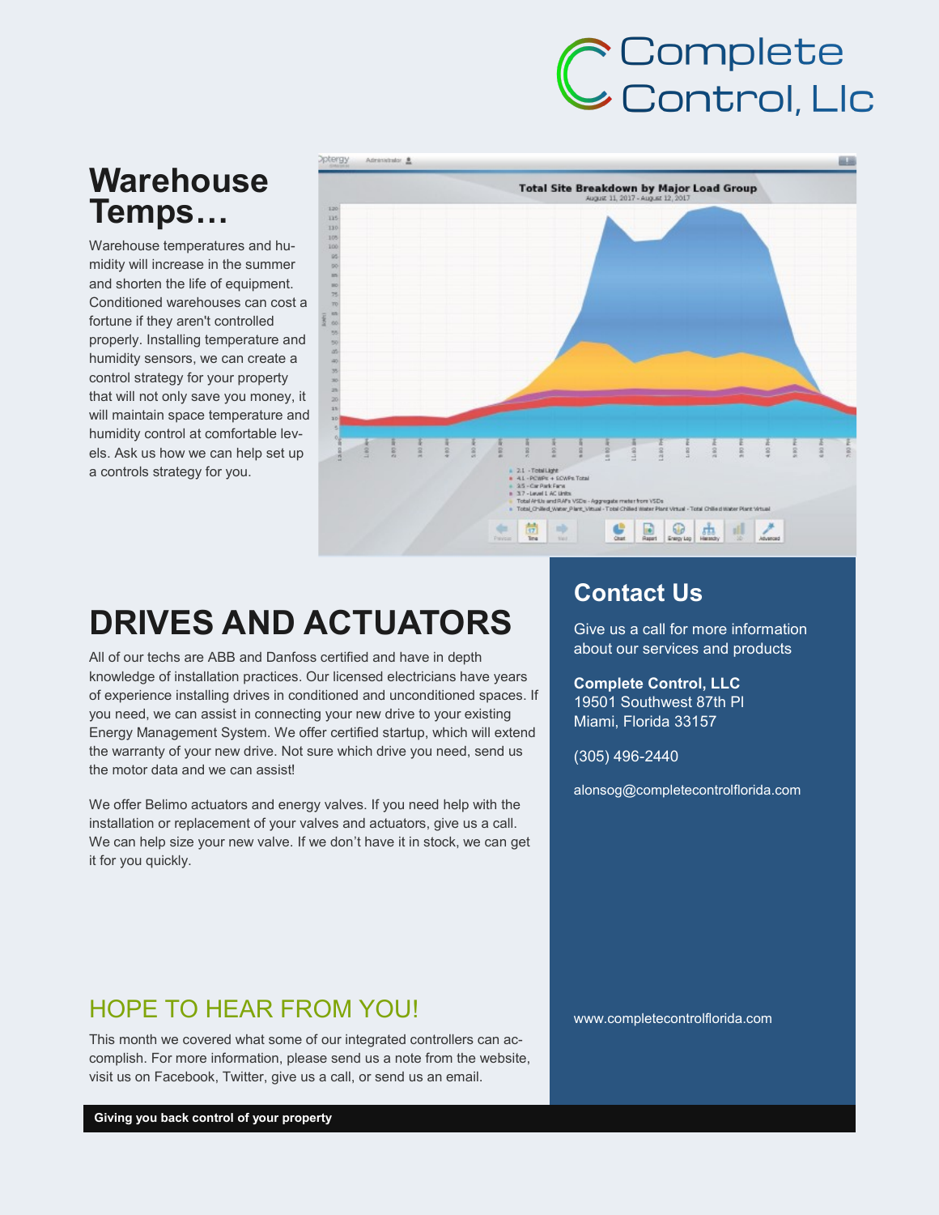Complete Control, Llc

# Warehouse Temps…

Warehouse temperatures and humidity will increase in the summer and shorten the life of equipment. Conditioned warehouses can cost a fortune if they aren't controlled properly. Installing temperature and humidity sensors, we can create a control strategy for your property that will not only save you money, it will maintain space temperature and humidity control at comfortable levels. Ask us how we can help set up a controls strategy for you.

Total Site Breakdown by Major Load Group
August 11, 2017 - August 12, 2017

2.1 - Total Light
4.1 - PCWPs + SCWPs Total
3.5 - Car Park Fans
3.7 - Level 1 AC Units
Total AHUs and RAFs VSDs - Aggregate meter from VSDs
Total_Chilled_Water_Plant_Virtual - Total Chilled Water Plant Virtual - Total Chilled Water Plant Virtual

# DRIVES AND ACTUATORS

All of our techs are ABB and Danfoss certified and have in depth knowledge of installation practices. Our licensed electricians have years of experience installing drives in conditioned and unconditioned spaces. If you need, we can assist in connecting your new drive to your existing Energy Management System. We offer certified startup, which will extend the warranty of your new drive. Not sure which drive you need, send us the motor data and we can assist!

We offer Belimo actuators and energy valves. If you need help with the installation or replacement of your valves and actuators, give us a call. We can help size your new valve. If we don't have it in stock, we can get it for you quickly.

## Contact Us

Give us a call for more information about our services and products

**Complete Control, LLC**
19501 Southwest 87th Pl
Miami, Florida 33157

(305) 496-2440

alonsog@completecontrolflorida.com

www.completecontrolflorida.com

## HOPE TO HEAR FROM YOU!

This month we covered what some of our integrated controllers can accomplish. For more information, please send us a note from the website, visit us on Facebook, Twitter, give us a call, or send us an email.

**Giving you back control of your property**